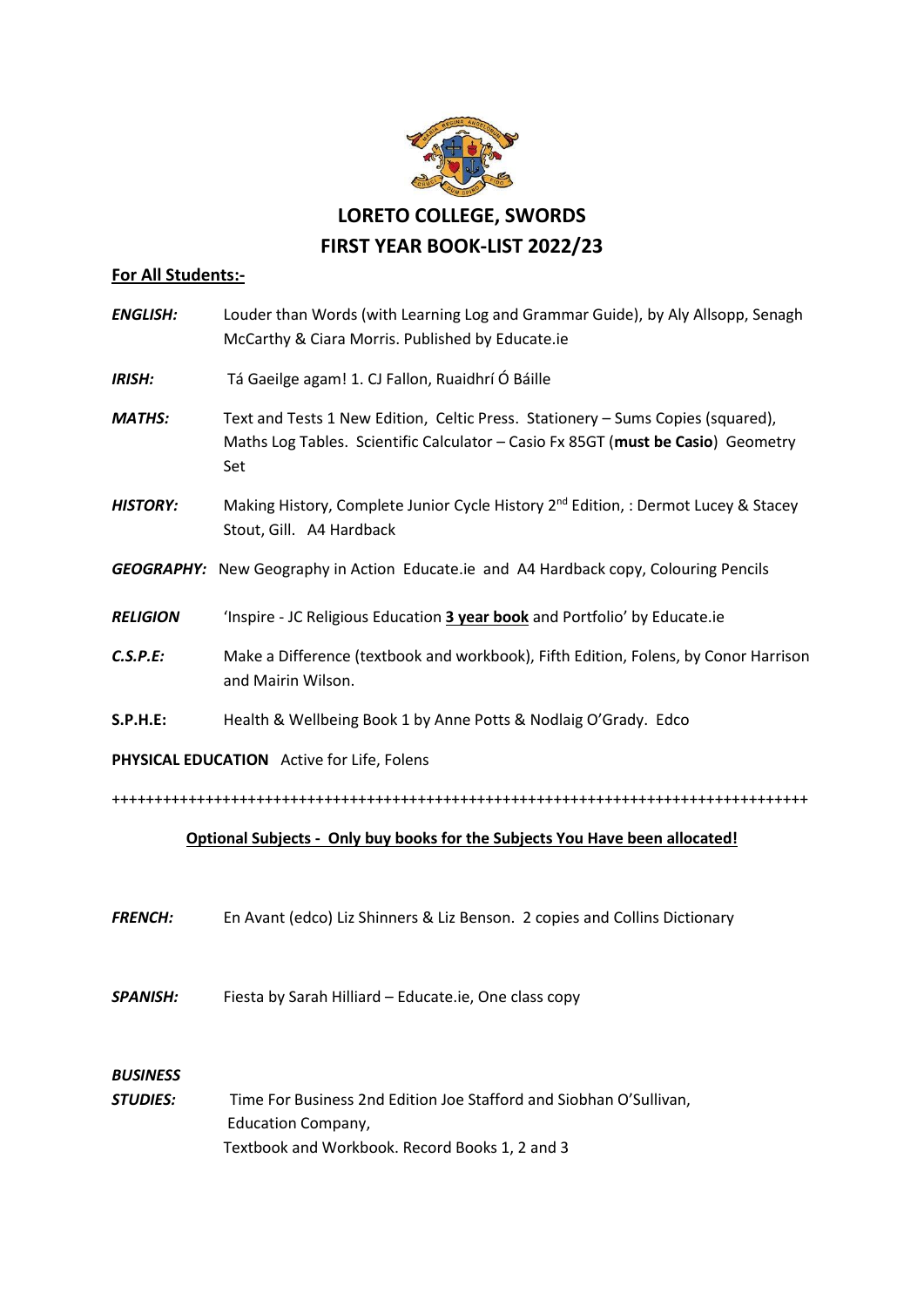# LORETO COLLEGE, SWORDS
# FIRST YEAR BOOK-LIST 2022/23

## For All Students:-

***ENGLISH:*** Louder than Words (with Learning Log and Grammar Guide), by Aly Allsopp, Senagh McCarthy & Ciara Morris. Published by Educate.ie

***IRISH:*** Tá Gaeilge agam! 1. CJ Fallon, Ruaidhrí Ó Báille

***MATHS:*** Text and Tests 1 New Edition, Celtic Press. Stationery – Sums Copies (squared), Maths Log Tables. Scientific Calculator – Casio Fx 85GT (**must be Casio**) Geometry Set

***HISTORY:*** Making History, Complete Junior Cycle History 2nd Edition, : Dermot Lucey & Stacey Stout, Gill. A4 Hardback

***GEOGRAPHY:*** New Geography in Action Educate.ie and A4 Hardback copy, Colouring Pencils

***RELIGION*** 'Inspire - JC Religious Education **3 year book** and Portfolio' by Educate.ie

***C.S.P.E:*** Make a Difference (textbook and workbook), Fifth Edition, Folens, by Conor Harrison and Mairin Wilson.

**S.P.H.E:** Health & Wellbeing Book 1 by Anne Potts & Nodlaig O'Grady. Edco

**PHYSICAL EDUCATION** Active for Life, Folens

++++++++++++++++++++++++++++++++++++++++++++++++++++++++++++++++++++++++++++++++++

## Optional Subjects - Only buy books for the Subjects You Have been allocated!

***FRENCH:*** En Avant (edco) Liz Shinners & Liz Benson. 2 copies and Collins Dictionary

***SPANISH:*** Fiesta by Sarah Hilliard – Educate.ie, One class copy

***BUSINESS STUDIES:*** Time For Business 2nd Edition Joe Stafford and Siobhan O'Sullivan, Education Company,
Textbook and Workbook. Record Books 1, 2 and 3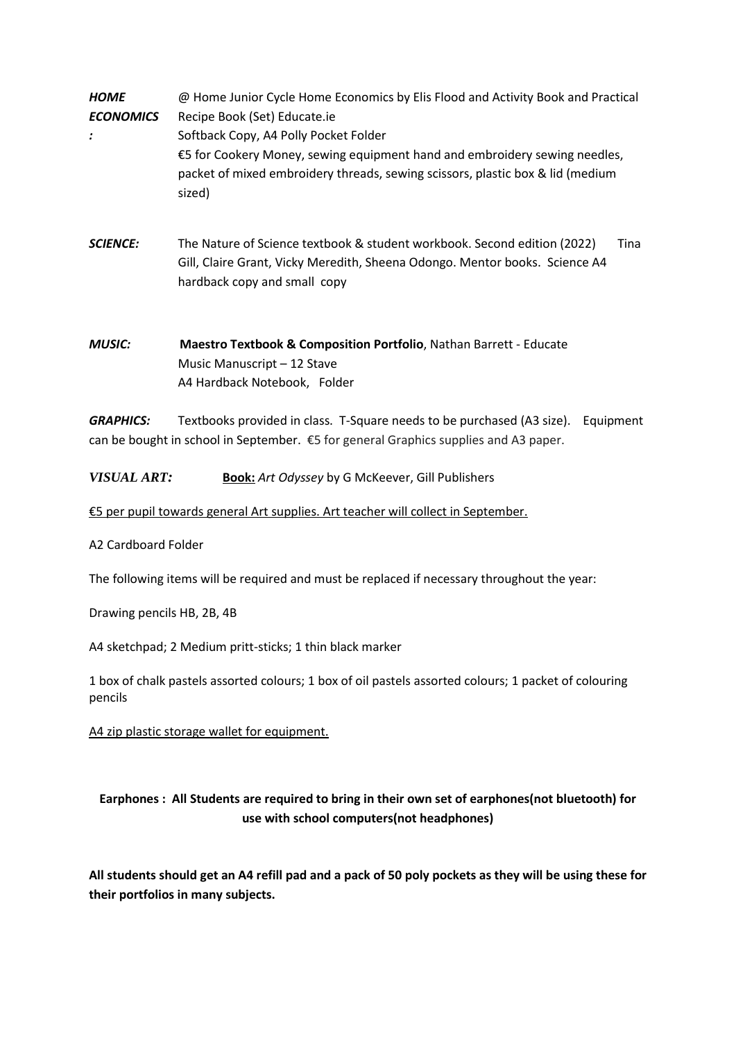***HOME ECONOMICS:*** @ Home Junior Cycle Home Economics by Elis Flood and Activity Book and Practical Recipe Book (Set) Educate.ie
Softback Copy, A4 Polly Pocket Folder
€5 for Cookery Money, sewing equipment hand and embroidery sewing needles, packet of mixed embroidery threads, sewing scissors, plastic box & lid (medium sized)

***SCIENCE:*** The Nature of Science textbook & student workbook. Second edition (2022) Tina Gill, Claire Grant, Vicky Meredith, Sheena Odongo. Mentor books. Science A4 hardback copy and small copy

***MUSIC:*** **Maestro Textbook & Composition Portfolio**, Nathan Barrett - Educate
Music Manuscript – 12 Stave
A4 Hardback Notebook, Folder

***GRAPHICS:*** Textbooks provided in class. T-Square needs to be purchased (A3 size). Equipment can be bought in school in September. €5 for general Graphics supplies and A3 paper.

***VISUAL ART:*** **Book:** *Art Odyssey* by G McKeever, Gill Publishers

€5 per pupil towards general Art supplies. Art teacher will collect in September.

A2 Cardboard Folder

The following items will be required and must be replaced if necessary throughout the year:

Drawing pencils HB, 2B, 4B

A4 sketchpad; 2 Medium pritt-sticks; 1 thin black marker

1 box of chalk pastels assorted colours; 1 box of oil pastels assorted colours; 1 packet of colouring pencils

A4 zip plastic storage wallet for equipment.

**Earphones : All Students are required to bring in their own set of earphones(not bluetooth) for use with school computers(not headphones)**

**All students should get an A4 refill pad and a pack of 50 poly pockets as they will be using these for their portfolios in many subjects.**